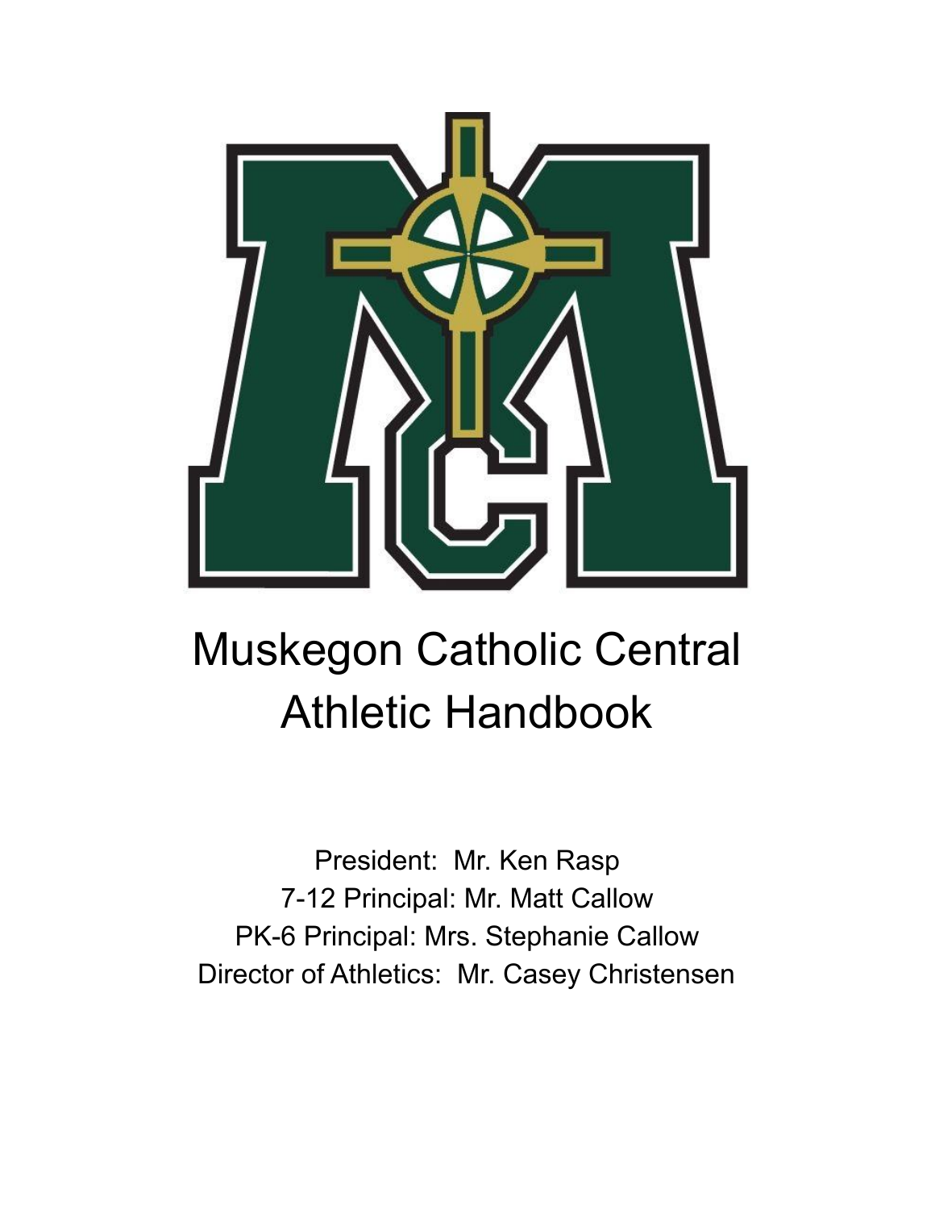# Muskegon Catholic Central Athletic Handbook

President: Mr. Ken Rasp

7-12 Principal: Mr. Matt Callow

PK-6 Principal: Mrs. Stephanie Callow

Director of Athletics: Mr. Casey Christensen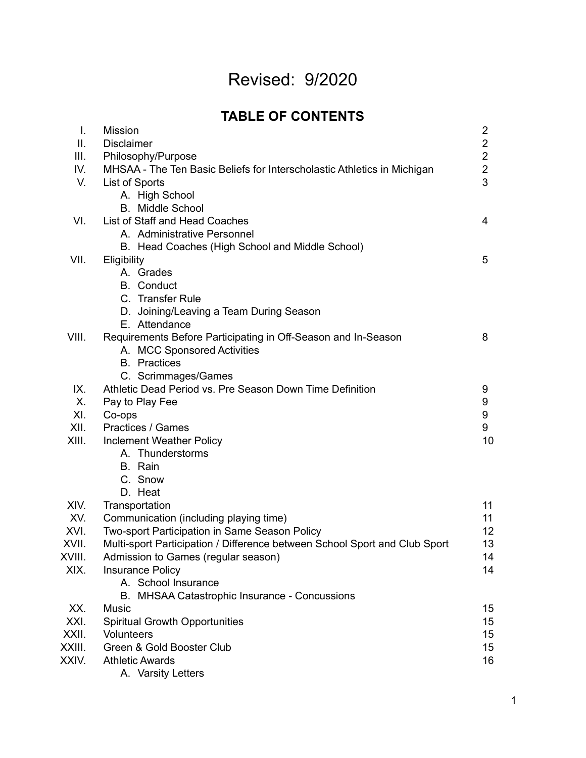# Revised: 9/2020

## TABLE OF CONTENTS

| | | |
|---|---|---|
| I. | Mission | 2 |
| II. | Disclaimer | 2 |
| III. | Philosophy/Purpose | 2 |
| IV. | MHSAA - The Ten Basic Beliefs for Interscholastic Athletics in Michigan | 2 |
| V. | List of Sports | 3 |
| | A. High School | |
| | B. Middle School | |
| VI. | List of Staff and Head Coaches | 4 |
| | A. Administrative Personnel | |
| | B. Head Coaches (High School and Middle School) | |
| VII. | Eligibility | 5 |
| | A. Grades | |
| | B. Conduct | |
| | C. Transfer Rule | |
| | D. Joining/Leaving a Team During Season | |
| | E. Attendance | |
| VIII. | Requirements Before Participating in Off-Season and In-Season | 8 |
| | A. MCC Sponsored Activities | |
| | B. Practices | |
| | C. Scrimmages/Games | |
| IX. | Athletic Dead Period vs. Pre Season Down Time Definition | 9 |
| X. | Pay to Play Fee | 9 |
| XI. | Co-ops | 9 |
| XII. | Practices / Games | 9 |
| XIII. | Inclement Weather Policy | 10 |
| | A. Thunderstorms | |
| | B. Rain | |
| | C. Snow | |
| | D. Heat | |
| XIV. | Transportation | 11 |
| XV. | Communication (including playing time) | 11 |
| XVI. | Two-sport Participation in Same Season Policy | 12 |
| XVII. | Multi-sport Participation / Difference between School Sport and Club Sport | 13 |
| XVIII. | Admission to Games (regular season) | 14 |
| XIX. | Insurance Policy | 14 |
| | A. School Insurance | |
| | B. MHSAA Catastrophic Insurance - Concussions | |
| XX. | Music | 15 |
| XXI. | Spiritual Growth Opportunities | 15 |
| XXII. | Volunteers | 15 |
| XXIII. | Green & Gold Booster Club | 15 |
| XXIV. | Athletic Awards | 16 |
| | A. Varsity Letters | |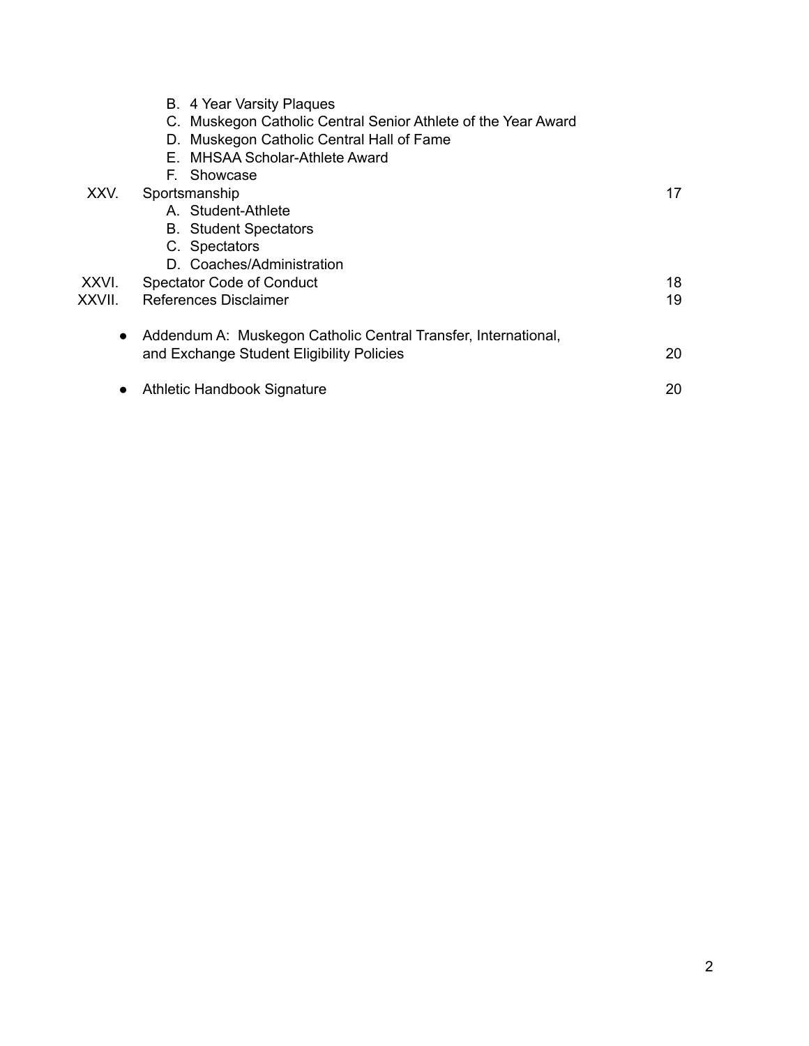B. 4 Year Varsity Plaques
C. Muskegon Catholic Central Senior Athlete of the Year Award
D. Muskegon Catholic Central Hall of Fame
E. MHSAA Scholar-Athlete Award
F. Showcase

| | | |
|---|---|---|
| XXV. | Sportsmanship | 17 |
| | A. Student-Athlete | |
| | B. Student Spectators | |
| | C. Spectators | |
| | D. Coaches/Administration | |
| XXVI. | Spectator Code of Conduct | 18 |
| XXVII. | References Disclaimer | 19 |

- Addendum A: Muskegon Catholic Central Transfer, International, and Exchange Student Eligibility Policies — 20

- Athletic Handbook Signature — 20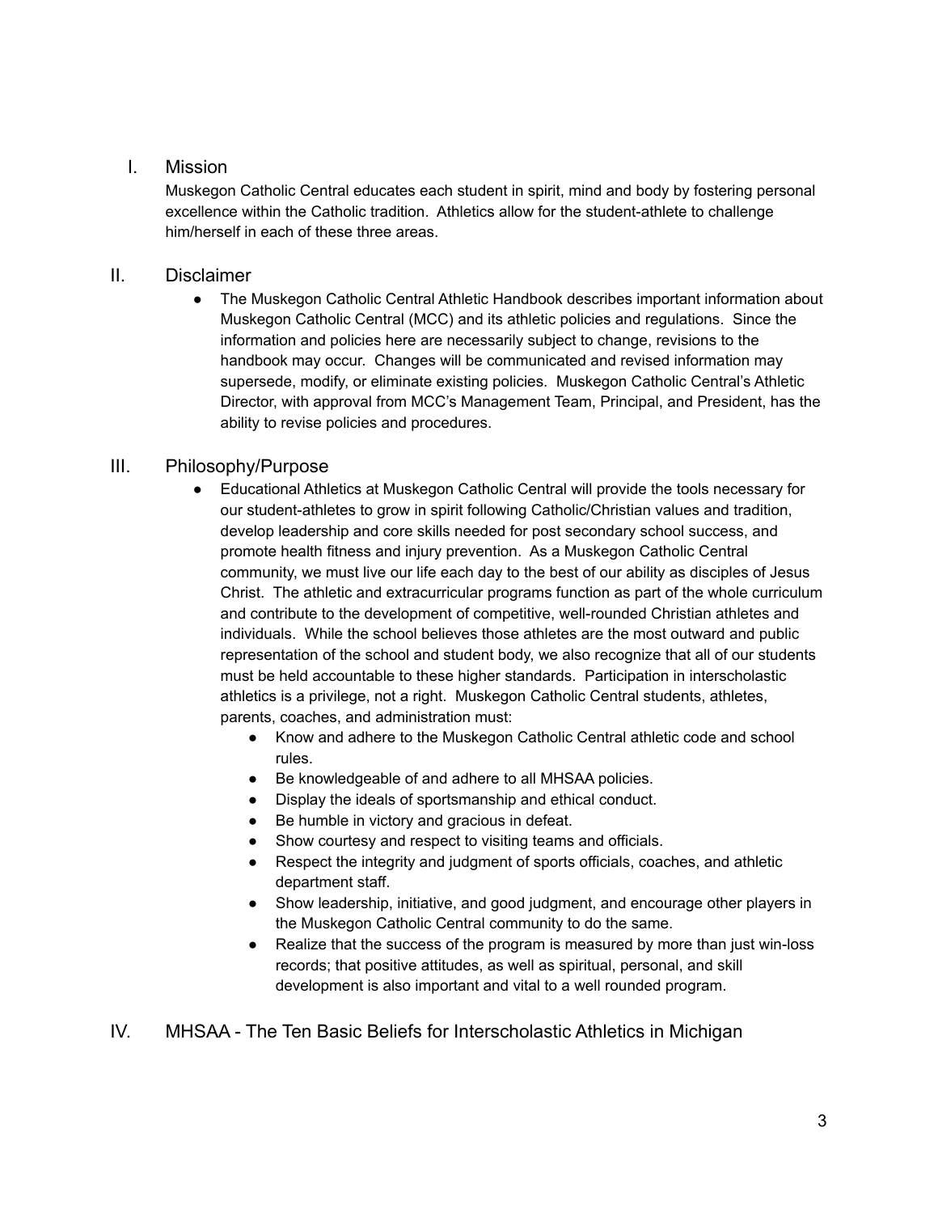## I. Mission

Muskegon Catholic Central educates each student in spirit, mind and body by fostering personal excellence within the Catholic tradition. Athletics allow for the student-athlete to challenge him/herself in each of these three areas.

## II. Disclaimer

- The Muskegon Catholic Central Athletic Handbook describes important information about Muskegon Catholic Central (MCC) and its athletic policies and regulations. Since the information and policies here are necessarily subject to change, revisions to the handbook may occur. Changes will be communicated and revised information may supersede, modify, or eliminate existing policies. Muskegon Catholic Central's Athletic Director, with approval from MCC's Management Team, Principal, and President, has the ability to revise policies and procedures.

## III. Philosophy/Purpose

- Educational Athletics at Muskegon Catholic Central will provide the tools necessary for our student-athletes to grow in spirit following Catholic/Christian values and tradition, develop leadership and core skills needed for post secondary school success, and promote health fitness and injury prevention. As a Muskegon Catholic Central community, we must live our life each day to the best of our ability as disciples of Jesus Christ. The athletic and extracurricular programs function as part of the whole curriculum and contribute to the development of competitive, well-rounded Christian athletes and individuals. While the school believes those athletes are the most outward and public representation of the school and student body, we also recognize that all of our students must be held accountable to these higher standards. Participation in interscholastic athletics is a privilege, not a right. Muskegon Catholic Central students, athletes, parents, coaches, and administration must:
    - Know and adhere to the Muskegon Catholic Central athletic code and school rules.
    - Be knowledgeable of and adhere to all MHSAA policies.
    - Display the ideals of sportsmanship and ethical conduct.
    - Be humble in victory and gracious in defeat.
    - Show courtesy and respect to visiting teams and officials.
    - Respect the integrity and judgment of sports officials, coaches, and athletic department staff.
    - Show leadership, initiative, and good judgment, and encourage other players in the Muskegon Catholic Central community to do the same.
    - Realize that the success of the program is measured by more than just win-loss records; that positive attitudes, as well as spiritual, personal, and skill development is also important and vital to a well rounded program.

## IV. MHSAA - The Ten Basic Beliefs for Interscholastic Athletics in Michigan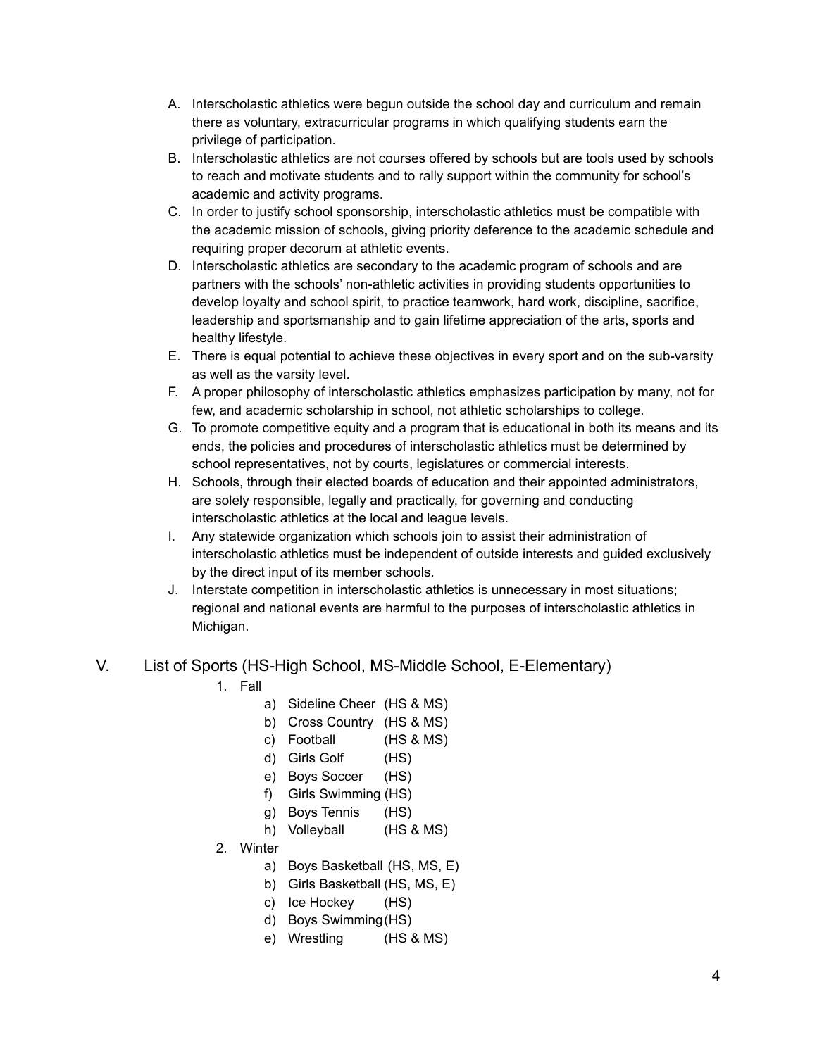A. Interscholastic athletics were begun outside the school day and curriculum and remain there as voluntary, extracurricular programs in which qualifying students earn the privilege of participation.
B. Interscholastic athletics are not courses offered by schools but are tools used by schools to reach and motivate students and to rally support within the community for school's academic and activity programs.
C. In order to justify school sponsorship, interscholastic athletics must be compatible with the academic mission of schools, giving priority deference to the academic schedule and requiring proper decorum at athletic events.
D. Interscholastic athletics are secondary to the academic program of schools and are partners with the schools' non-athletic activities in providing students opportunities to develop loyalty and school spirit, to practice teamwork, hard work, discipline, sacrifice, leadership and sportsmanship and to gain lifetime appreciation of the arts, sports and healthy lifestyle.
E. There is equal potential to achieve these objectives in every sport and on the sub-varsity as well as the varsity level.
F. A proper philosophy of interscholastic athletics emphasizes participation by many, not for few, and academic scholarship in school, not athletic scholarships to college.
G. To promote competitive equity and a program that is educational in both its means and its ends, the policies and procedures of interscholastic athletics must be determined by school representatives, not by courts, legislatures or commercial interests.
H. Schools, through their elected boards of education and their appointed administrators, are solely responsible, legally and practically, for governing and conducting interscholastic athletics at the local and league levels.
I. Any statewide organization which schools join to assist their administration of interscholastic athletics must be independent of outside interests and guided exclusively by the direct input of its member schools.
J. Interstate competition in interscholastic athletics is unnecessary in most situations; regional and national events are harmful to the purposes of interscholastic athletics in Michigan.

## V. List of Sports (HS-High School, MS-Middle School, E-Elementary)

1. Fall
    a) Sideline Cheer (HS & MS)
    b) Cross Country (HS & MS)
    c) Football (HS & MS)
    d) Girls Golf (HS)
    e) Boys Soccer (HS)
    f) Girls Swimming (HS)
    g) Boys Tennis (HS)
    h) Volleyball (HS & MS)
2. Winter
    a) Boys Basketball (HS, MS, E)
    b) Girls Basketball (HS, MS, E)
    c) Ice Hockey (HS)
    d) Boys Swimming (HS)
    e) Wrestling (HS & MS)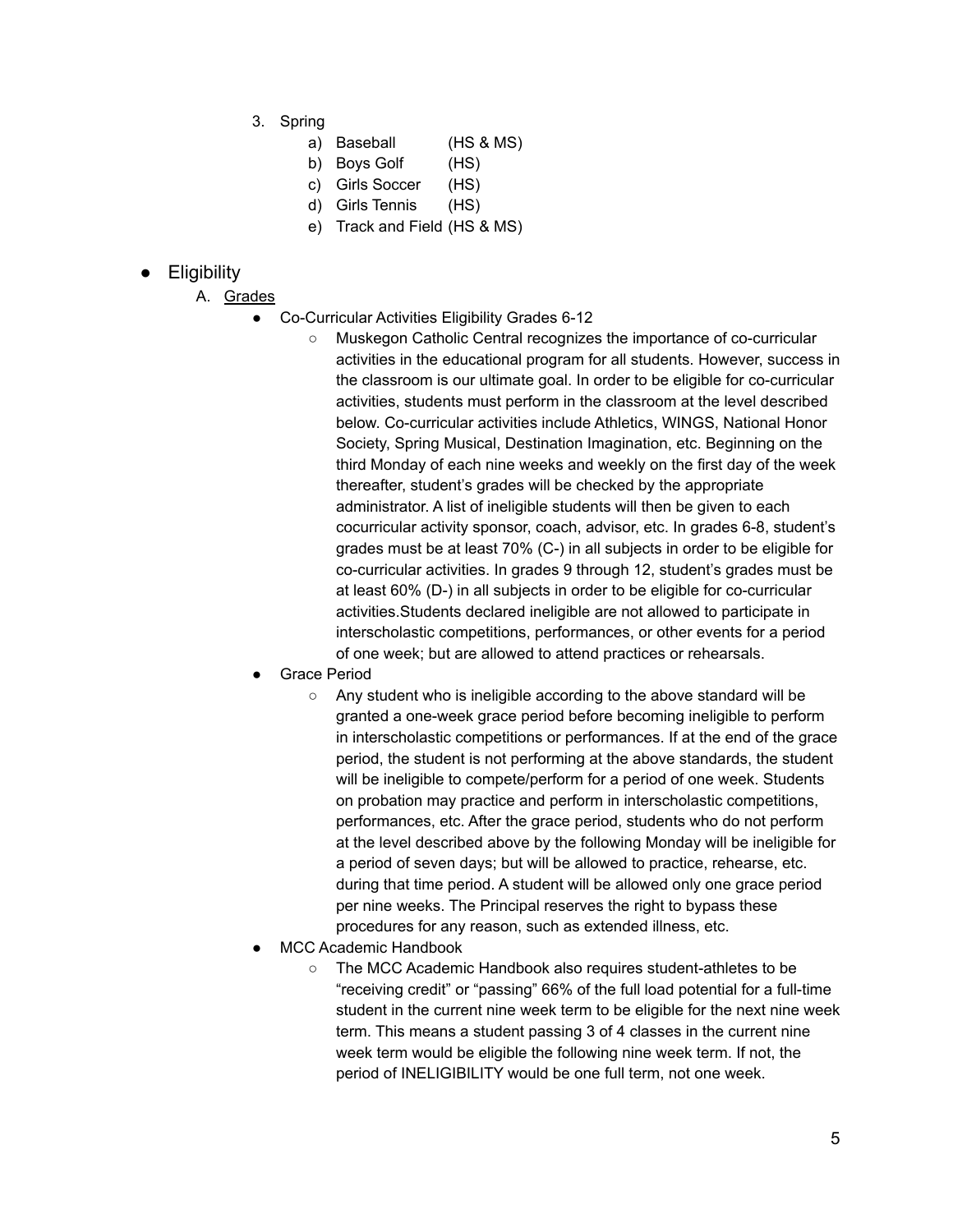3. Spring
    a) Baseball (HS & MS)
    b) Boys Golf (HS)
    c) Girls Soccer (HS)
    d) Girls Tennis (HS)
    e) Track and Field (HS & MS)

- Eligibility
    A. <u>Grades</u>
        - Co-Curricular Activities Eligibility Grades 6-12
            - Muskegon Catholic Central recognizes the importance of co-curricular activities in the educational program for all students. However, success in the classroom is our ultimate goal. In order to be eligible for co-curricular activities, students must perform in the classroom at the level described below. Co-curricular activities include Athletics, WINGS, National Honor Society, Spring Musical, Destination Imagination, etc. Beginning on the third Monday of each nine weeks and weekly on the first day of the week thereafter, student's grades will be checked by the appropriate administrator. A list of ineligible students will then be given to each cocurricular activity sponsor, coach, advisor, etc. In grades 6-8, student's grades must be at least 70% (C-) in all subjects in order to be eligible for co-curricular activities. In grades 9 through 12, student's grades must be at least 60% (D-) in all subjects in order to be eligible for co-curricular activities.Students declared ineligible are not allowed to participate in interscholastic competitions, performances, or other events for a period of one week; but are allowed to attend practices or rehearsals.
        - Grace Period
            - Any student who is ineligible according to the above standard will be granted a one-week grace period before becoming ineligible to perform in interscholastic competitions or performances. If at the end of the grace period, the student is not performing at the above standards, the student will be ineligible to compete/perform for a period of one week. Students on probation may practice and perform in interscholastic competitions, performances, etc. After the grace period, students who do not perform at the level described above by the following Monday will be ineligible for a period of seven days; but will be allowed to practice, rehearse, etc. during that time period. A student will be allowed only one grace period per nine weeks. The Principal reserves the right to bypass these procedures for any reason, such as extended illness, etc.
        - MCC Academic Handbook
            - The MCC Academic Handbook also requires student-athletes to be "receiving credit" or "passing" 66% of the full load potential for a full-time student in the current nine week term to be eligible for the next nine week term. This means a student passing 3 of 4 classes in the current nine week term would be eligible the following nine week term. If not, the period of INELIGIBILITY would be one full term, not one week.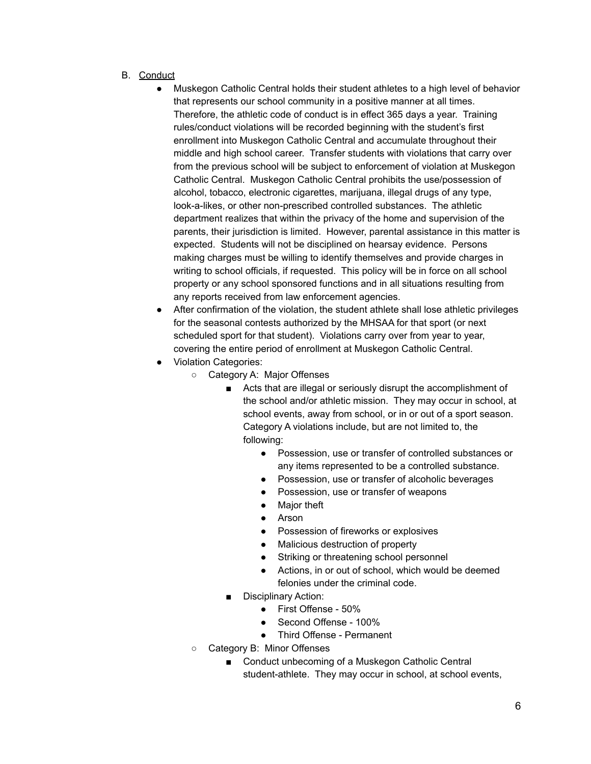B. <u>Conduct</u>

- Muskegon Catholic Central holds their student athletes to a high level of behavior that represents our school community in a positive manner at all times. Therefore, the athletic code of conduct is in effect 365 days a year. Training rules/conduct violations will be recorded beginning with the student's first enrollment into Muskegon Catholic Central and accumulate throughout their middle and high school career. Transfer students with violations that carry over from the previous school will be subject to enforcement of violation at Muskegon Catholic Central. Muskegon Catholic Central prohibits the use/possession of alcohol, tobacco, electronic cigarettes, marijuana, illegal drugs of any type, look-a-likes, or other non-prescribed controlled substances. The athletic department realizes that within the privacy of the home and supervision of the parents, their jurisdiction is limited. However, parental assistance in this matter is expected. Students will not be disciplined on hearsay evidence. Persons making charges must be willing to identify themselves and provide charges in writing to school officials, if requested. This policy will be in force on all school property or any school sponsored functions and in all situations resulting from any reports received from law enforcement agencies.
- After confirmation of the violation, the student athlete shall lose athletic privileges for the seasonal contests authorized by the MHSAA for that sport (or next scheduled sport for that student). Violations carry over from year to year, covering the entire period of enrollment at Muskegon Catholic Central.
- Violation Categories:
  - Category A: Major Offenses
    - Acts that are illegal or seriously disrupt the accomplishment of the school and/or athletic mission. They may occur in school, at school events, away from school, or in or out of a sport season. Category A violations include, but are not limited to, the following:
      - Possession, use or transfer of controlled substances or any items represented to be a controlled substance.
      - Possession, use or transfer of alcoholic beverages
      - Possession, use or transfer of weapons
      - Major theft
      - Arson
      - Possession of fireworks or explosives
      - Malicious destruction of property
      - Striking or threatening school personnel
      - Actions, in or out of school, which would be deemed felonies under the criminal code.
    - Disciplinary Action:
      - First Offense - 50%
      - Second Offense - 100%
      - Third Offense - Permanent
  - Category B: Minor Offenses
    - Conduct unbecoming of a Muskegon Catholic Central student-athlete. They may occur in school, at school events,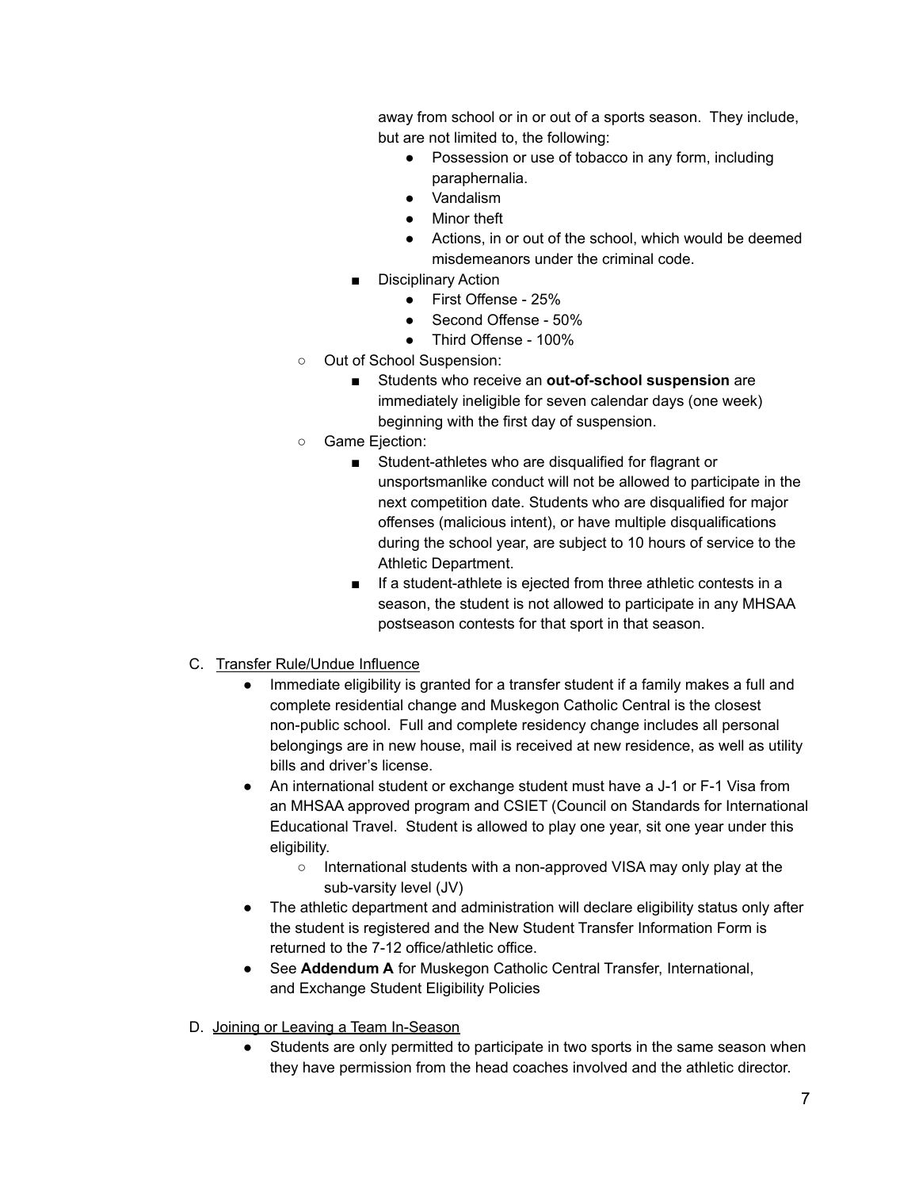away from school or in or out of a sports season. They include, but are not limited to, the following:
            - Possession or use of tobacco in any form, including paraphernalia.
            - Vandalism
            - Minor theft
            - Actions, in or out of the school, which would be deemed misdemeanors under the criminal code.
        - Disciplinary Action
            - First Offense - 25%
            - Second Offense - 50%
            - Third Offense - 100%
    - Out of School Suspension:
        - Students who receive an **out-of-school suspension** are immediately ineligible for seven calendar days (one week) beginning with the first day of suspension.
    - Game Ejection:
        - Student-athletes who are disqualified for flagrant or unsportsmanlike conduct will not be allowed to participate in the next competition date. Students who are disqualified for major offenses (malicious intent), or have multiple disqualifications during the school year, are subject to 10 hours of service to the Athletic Department.
        - If a student-athlete is ejected from three athletic contests in a season, the student is not allowed to participate in any MHSAA postseason contests for that sport in that season.

C. Transfer Rule/Undue Influence
    - Immediate eligibility is granted for a transfer student if a family makes a full and complete residential change and Muskegon Catholic Central is the closest non-public school. Full and complete residency change includes all personal belongings are in new house, mail is received at new residence, as well as utility bills and driver's license.
    - An international student or exchange student must have a J-1 or F-1 Visa from an MHSAA approved program and CSIET (Council on Standards for International Educational Travel. Student is allowed to play one year, sit one year under this eligibility.
        - International students with a non-approved VISA may only play at the sub-varsity level (JV)
    - The athletic department and administration will declare eligibility status only after the student is registered and the New Student Transfer Information Form is returned to the 7-12 office/athletic office.
    - See **Addendum A** for Muskegon Catholic Central Transfer, International, and Exchange Student Eligibility Policies

D. Joining or Leaving a Team In-Season
    - Students are only permitted to participate in two sports in the same season when they have permission from the head coaches involved and the athletic director.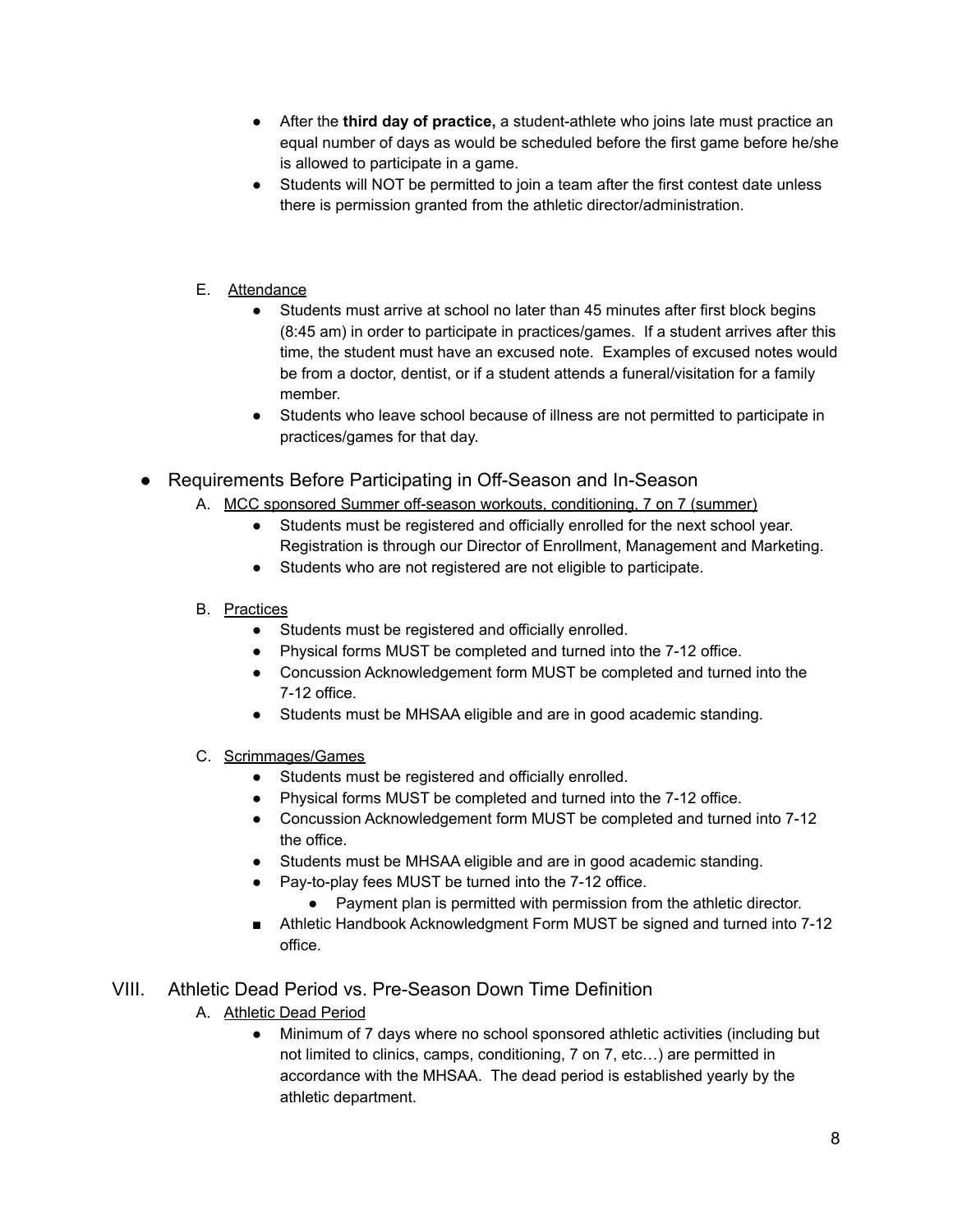- After the **third day of practice,** a student-athlete who joins late must practice an equal number of days as would be scheduled before the first game before he/she is allowed to participate in a game.
- Students will NOT be permitted to join a team after the first contest date unless there is permission granted from the athletic director/administration.

E. Attendance

- Students must arrive at school no later than 45 minutes after first block begins (8:45 am) in order to participate in practices/games. If a student arrives after this time, the student must have an excused note. Examples of excused notes would be from a doctor, dentist, or if a student attends a funeral/visitation for a family member.
- Students who leave school because of illness are not permitted to participate in practices/games for that day.

- Requirements Before Participating in Off-Season and In-Season

A. MCC sponsored Summer off-season workouts, conditioning, 7 on 7 (summer)

- Students must be registered and officially enrolled for the next school year. Registration is through our Director of Enrollment, Management and Marketing.
- Students who are not registered are not eligible to participate.

B. Practices

- Students must be registered and officially enrolled.
- Physical forms MUST be completed and turned into the 7-12 office.
- Concussion Acknowledgement form MUST be completed and turned into the 7-12 office.
- Students must be MHSAA eligible and are in good academic standing.

C. Scrimmages/Games

- Students must be registered and officially enrolled.
- Physical forms MUST be completed and turned into the 7-12 office.
- Concussion Acknowledgement form MUST be completed and turned into 7-12 the office.
- Students must be MHSAA eligible and are in good academic standing.
- Pay-to-play fees MUST be turned into the 7-12 office.
  - Payment plan is permitted with permission from the athletic director.
- Athletic Handbook Acknowledgment Form MUST be signed and turned into 7-12 office.

## VIII. Athletic Dead Period vs. Pre-Season Down Time Definition

A. Athletic Dead Period

- Minimum of 7 days where no school sponsored athletic activities (including but not limited to clinics, camps, conditioning, 7 on 7, etc…) are permitted in accordance with the MHSAA. The dead period is established yearly by the athletic department.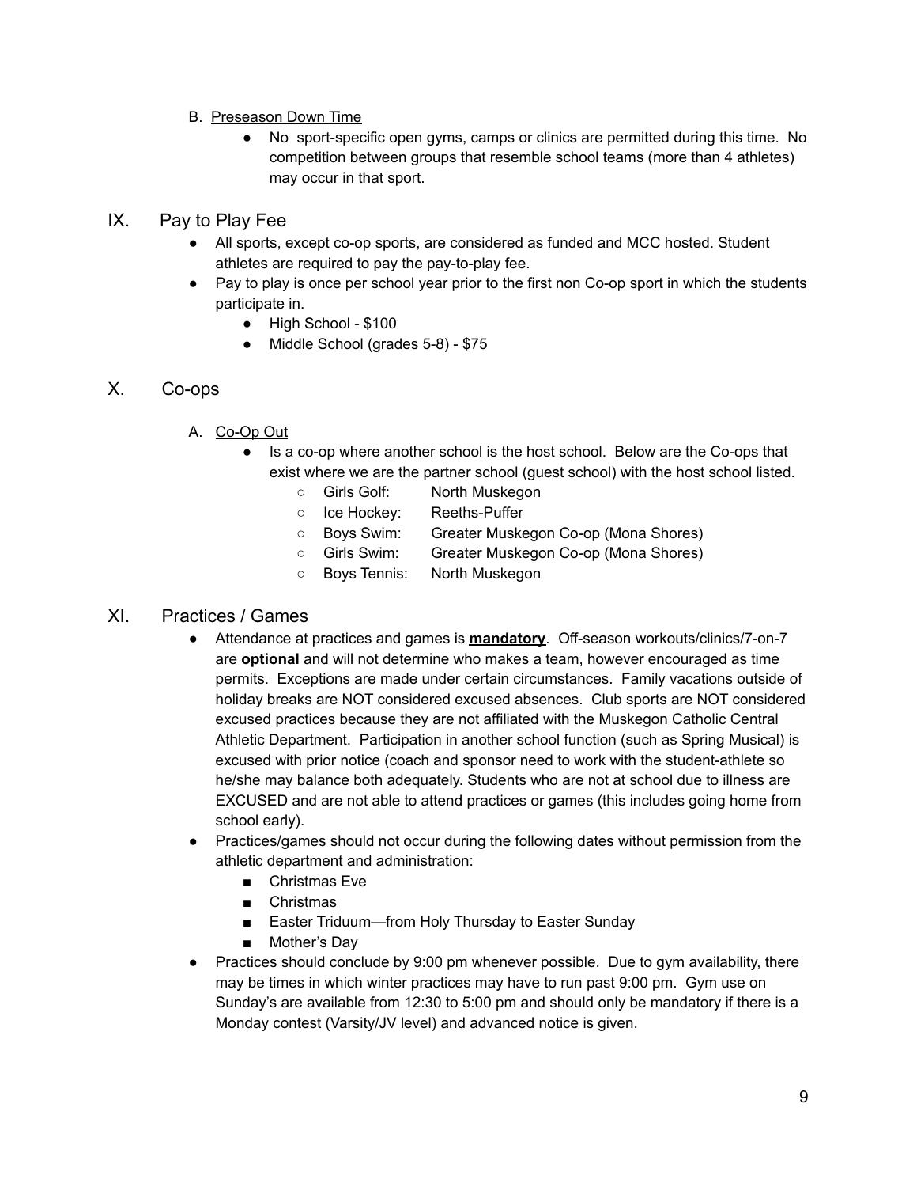B. <u>Preseason Down Time</u>

- No sport-specific open gyms, camps or clinics are permitted during this time. No competition between groups that resemble school teams (more than 4 athletes) may occur in that sport.

## IX. Pay to Play Fee

- All sports, except co-op sports, are considered as funded and MCC hosted. Student athletes are required to pay the pay-to-play fee.
- Pay to play is once per school year prior to the first non Co-op sport in which the students participate in.
  - High School - $100
  - Middle School (grades 5-8) - $75

## X. Co-ops

A. <u>Co-Op Out</u>

- Is a co-op where another school is the host school. Below are the Co-ops that exist where we are the partner school (guest school) with the host school listed.
  - Girls Golf: North Muskegon
  - Ice Hockey: Reeths-Puffer
  - Boys Swim: Greater Muskegon Co-op (Mona Shores)
  - Girls Swim: Greater Muskegon Co-op (Mona Shores)
  - Boys Tennis: North Muskegon

## XI. Practices / Games

- Attendance at practices and games is **<u>mandatory</u>**. Off-season workouts/clinics/7-on-7 are **optional** and will not determine who makes a team, however encouraged as time permits. Exceptions are made under certain circumstances. Family vacations outside of holiday breaks are NOT considered excused absences. Club sports are NOT considered excused practices because they are not affiliated with the Muskegon Catholic Central Athletic Department. Participation in another school function (such as Spring Musical) is excused with prior notice (coach and sponsor need to work with the student-athlete so he/she may balance both adequately. Students who are not at school due to illness are EXCUSED and are not able to attend practices or games (this includes going home from school early).
- Practices/games should not occur during the following dates without permission from the athletic department and administration:
  - Christmas Eve
  - Christmas
  - Easter Triduum—from Holy Thursday to Easter Sunday
  - Mother's Day
- Practices should conclude by 9:00 pm whenever possible. Due to gym availability, there may be times in which winter practices may have to run past 9:00 pm. Gym use on Sunday's are available from 12:30 to 5:00 pm and should only be mandatory if there is a Monday contest (Varsity/JV level) and advanced notice is given.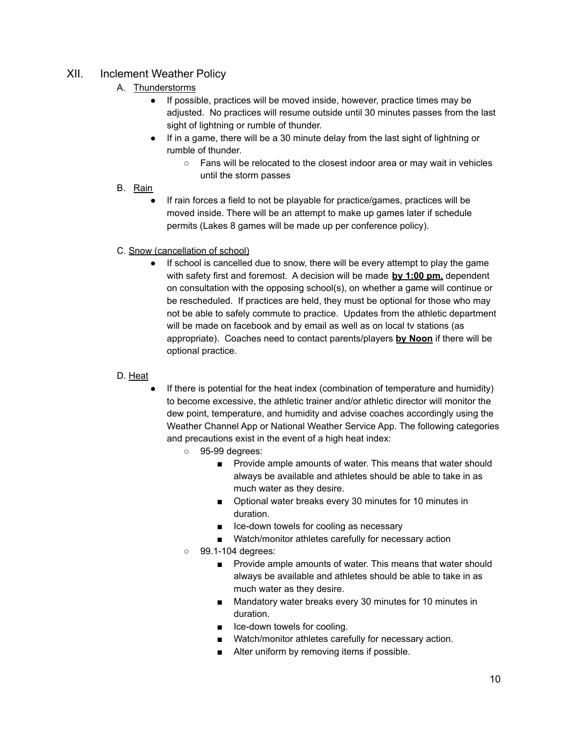## XII. Inclement Weather Policy

### A. <u>Thunderstorms</u>

- If possible, practices will be moved inside, however, practice times may be adjusted. No practices will resume outside until 30 minutes passes from the last sight of lightning or rumble of thunder.
- If in a game, there will be a 30 minute delay from the last sight of lightning or rumble of thunder.
  - Fans will be relocated to the closest indoor area or may wait in vehicles until the storm passes

### B. <u>Rain</u>

- If rain forces a field to not be playable for practice/games, practices will be moved inside. There will be an attempt to make up games later if schedule permits (Lakes 8 games will be made up per conference policy).

### C. <u>Snow (cancellation of school)</u>

- If school is cancelled due to snow, there will be every attempt to play the game with safety first and foremost. A decision will be made **<u>by 1:00 pm,</u>** dependent on consultation with the opposing school(s), on whether a game will continue or be rescheduled. If practices are held, they must be optional for those who may not be able to safely commute to practice. Updates from the athletic department will be made on facebook and by email as well as on local tv stations (as appropriate). Coaches need to contact parents/players **<u>by Noon</u>** if there will be optional practice.

### D. <u>Heat</u>

- If there is potential for the heat index (combination of temperature and humidity) to become excessive, the athletic trainer and/or athletic director will monitor the dew point, temperature, and humidity and advise coaches accordingly using the Weather Channel App or National Weather Service App. The following categories and precautions exist in the event of a high heat index:
  - 95-99 degrees:
    - Provide ample amounts of water. This means that water should always be available and athletes should be able to take in as much water as they desire.
    - Optional water breaks every 30 minutes for 10 minutes in duration.
    - Ice-down towels for cooling as necessary
    - Watch/monitor athletes carefully for necessary action
  - 99.1-104 degrees:
    - Provide ample amounts of water. This means that water should always be available and athletes should be able to take in as much water as they desire.
    - Mandatory water breaks every 30 minutes for 10 minutes in duration.
    - Ice-down towels for cooling.
    - Watch/monitor athletes carefully for necessary action.
    - Alter uniform by removing items if possible.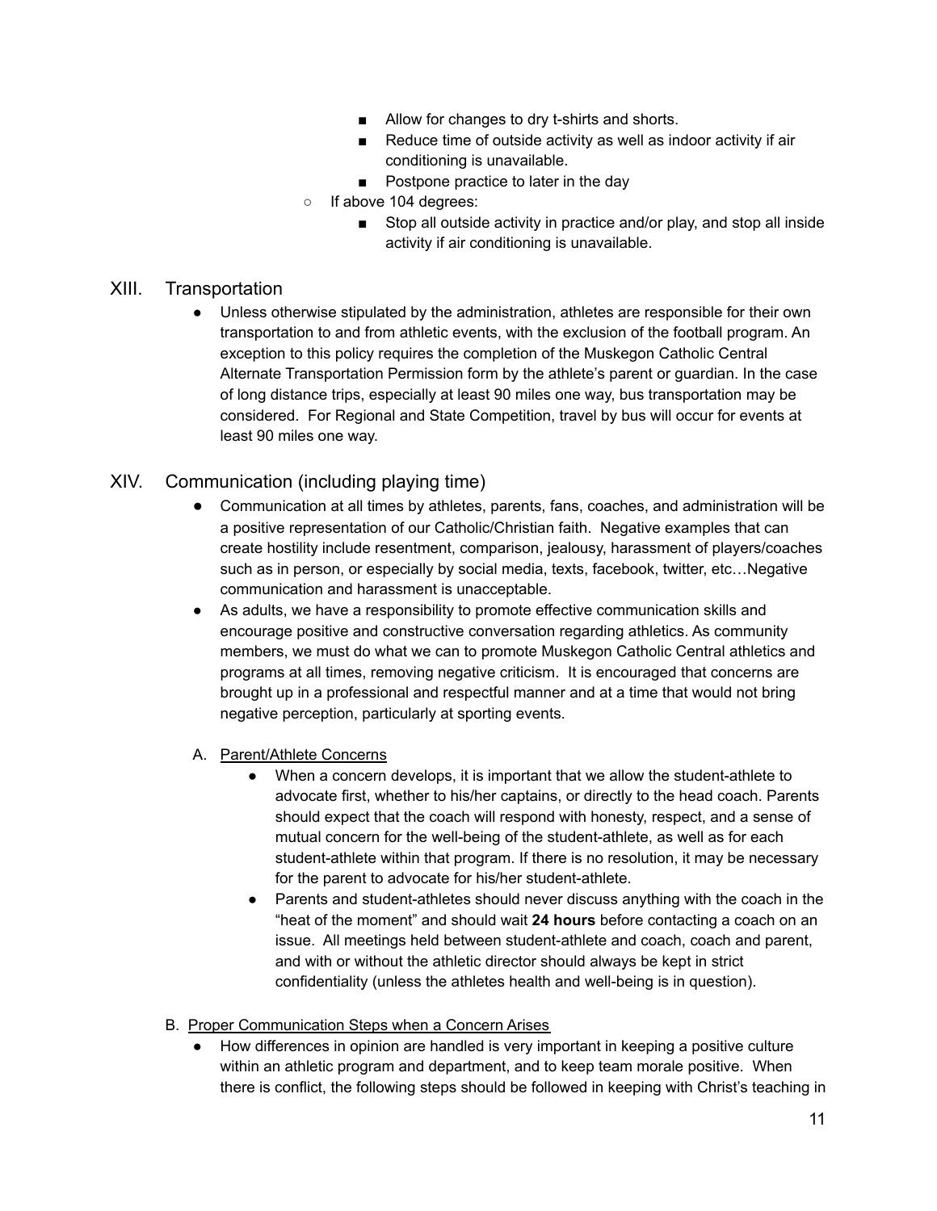- Allow for changes to dry t-shirts and shorts.
        - Reduce time of outside activity as well as indoor activity if air conditioning is unavailable.
        - Postpone practice to later in the day
    - If above 104 degrees:
        - Stop all outside activity in practice and/or play, and stop all inside activity if air conditioning is unavailable.

## XIII. Transportation

- Unless otherwise stipulated by the administration, athletes are responsible for their own transportation to and from athletic events, with the exclusion of the football program. An exception to this policy requires the completion of the Muskegon Catholic Central Alternate Transportation Permission form by the athlete's parent or guardian. In the case of long distance trips, especially at least 90 miles one way, bus transportation may be considered. For Regional and State Competition, travel by bus will occur for events at least 90 miles one way.

## XIV. Communication (including playing time)

- Communication at all times by athletes, parents, fans, coaches, and administration will be a positive representation of our Catholic/Christian faith. Negative examples that can create hostility include resentment, comparison, jealousy, harassment of players/coaches such as in person, or especially by social media, texts, facebook, twitter, etc…Negative communication and harassment is unacceptable.
- As adults, we have a responsibility to promote effective communication skills and encourage positive and constructive conversation regarding athletics. As community members, we must do what we can to promote Muskegon Catholic Central athletics and programs at all times, removing negative criticism. It is encouraged that concerns are brought up in a professional and respectful manner and at a time that would not bring negative perception, particularly at sporting events.

### A. Parent/Athlete Concerns

- When a concern develops, it is important that we allow the student-athlete to advocate first, whether to his/her captains, or directly to the head coach. Parents should expect that the coach will respond with honesty, respect, and a sense of mutual concern for the well-being of the student-athlete, as well as for each student-athlete within that program. If there is no resolution, it may be necessary for the parent to advocate for his/her student-athlete.
- Parents and student-athletes should never discuss anything with the coach in the "heat of the moment" and should wait **24 hours** before contacting a coach on an issue. All meetings held between student-athlete and coach, coach and parent, and with or without the athletic director should always be kept in strict confidentiality (unless the athletes health and well-being is in question).

### B. Proper Communication Steps when a Concern Arises

- How differences in opinion are handled is very important in keeping a positive culture within an athletic program and department, and to keep team morale positive. When there is conflict, the following steps should be followed in keeping with Christ's teaching in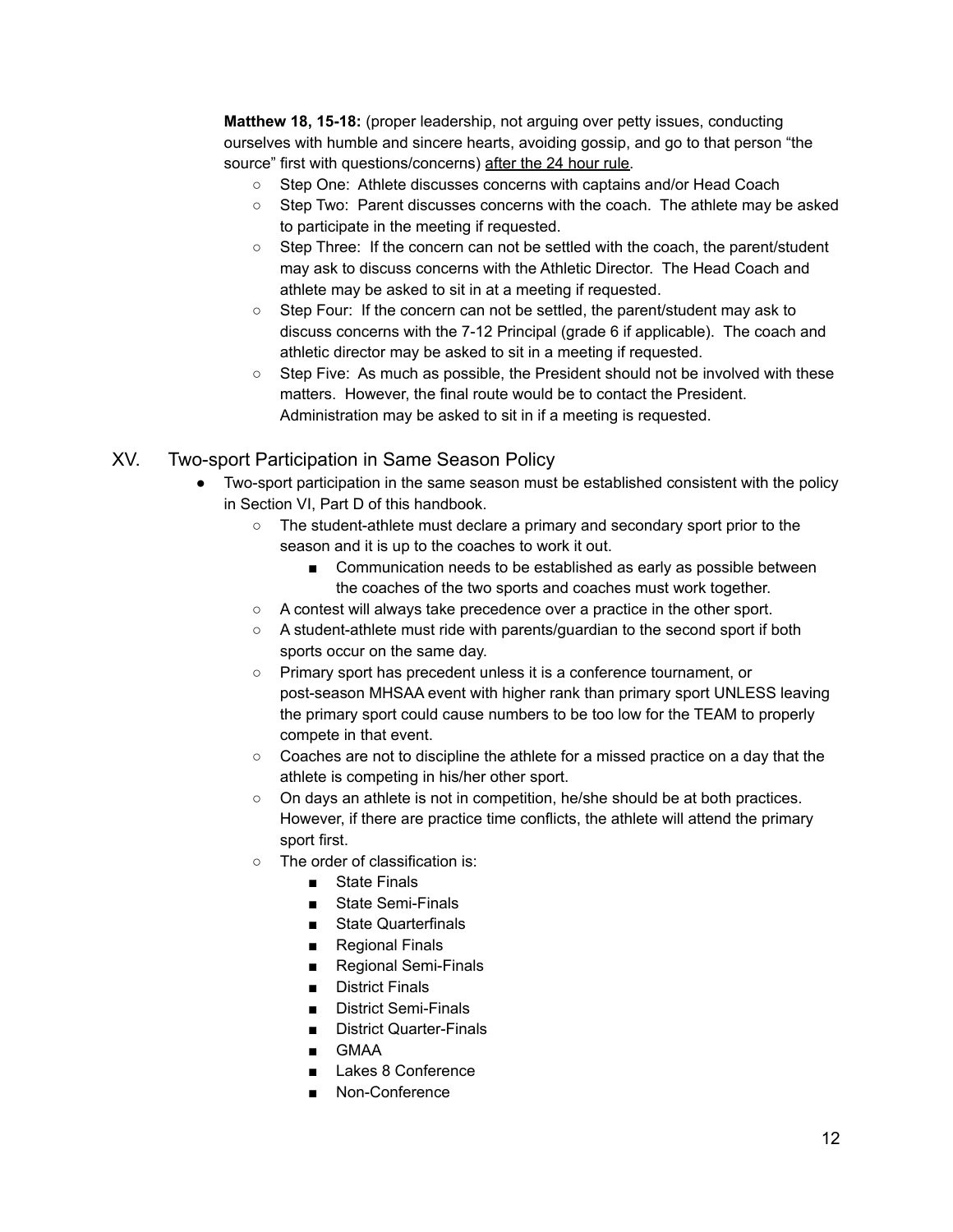**Matthew 18, 15-18:** (proper leadership, not arguing over petty issues, conducting ourselves with humble and sincere hearts, avoiding gossip, and go to that person "the source" first with questions/concerns) <u>after the 24 hour rule</u>.

- Step One: Athlete discusses concerns with captains and/or Head Coach
- Step Two: Parent discusses concerns with the coach. The athlete may be asked to participate in the meeting if requested.
- Step Three: If the concern can not be settled with the coach, the parent/student may ask to discuss concerns with the Athletic Director. The Head Coach and athlete may be asked to sit in at a meeting if requested.
- Step Four: If the concern can not be settled, the parent/student may ask to discuss concerns with the 7-12 Principal (grade 6 if applicable). The coach and athletic director may be asked to sit in a meeting if requested.
- Step Five: As much as possible, the President should not be involved with these matters. However, the final route would be to contact the President. Administration may be asked to sit in if a meeting is requested.

## XV. Two-sport Participation in Same Season Policy

- Two-sport participation in the same season must be established consistent with the policy in Section VI, Part D of this handbook.
  - The student-athlete must declare a primary and secondary sport prior to the season and it is up to the coaches to work it out.
    - Communication needs to be established as early as possible between the coaches of the two sports and coaches must work together.
  - A contest will always take precedence over a practice in the other sport.
  - A student-athlete must ride with parents/guardian to the second sport if both sports occur on the same day.
  - Primary sport has precedent unless it is a conference tournament, or post-season MHSAA event with higher rank than primary sport UNLESS leaving the primary sport could cause numbers to be too low for the TEAM to properly compete in that event.
  - Coaches are not to discipline the athlete for a missed practice on a day that the athlete is competing in his/her other sport.
  - On days an athlete is not in competition, he/she should be at both practices. However, if there are practice time conflicts, the athlete will attend the primary sport first.
  - The order of classification is:
    - State Finals
    - State Semi-Finals
    - State Quarterfinals
    - Regional Finals
    - Regional Semi-Finals
    - District Finals
    - District Semi-Finals
    - District Quarter-Finals
    - GMAA
    - Lakes 8 Conference
    - Non-Conference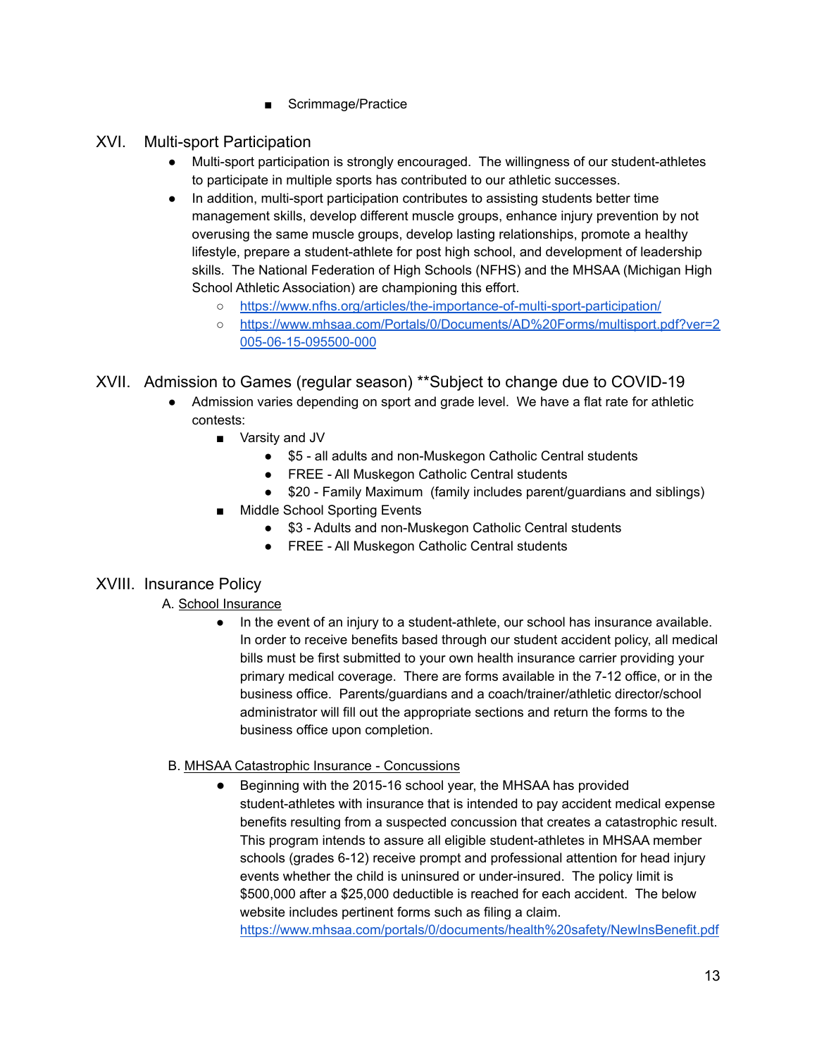- Scrimmage/Practice

## XVI. Multi-sport Participation

- Multi-sport participation is strongly encouraged. The willingness of our student-athletes to participate in multiple sports has contributed to our athletic successes.
- In addition, multi-sport participation contributes to assisting students better time management skills, develop different muscle groups, enhance injury prevention by not overusing the same muscle groups, develop lasting relationships, promote a healthy lifestyle, prepare a student-athlete for post high school, and development of leadership skills. The National Federation of High Schools (NFHS) and the MHSAA (Michigan High School Athletic Association) are championing this effort.
  - https://www.nfhs.org/articles/the-importance-of-multi-sport-participation/
  - https://www.mhsaa.com/Portals/0/Documents/AD%20Forms/multisport.pdf?ver=2005-06-15-095500-000

## XVII. Admission to Games (regular season) **Subject to change due to COVID-19

- Admission varies depending on sport and grade level. We have a flat rate for athletic contests:
  - Varsity and JV
    - $5 - all adults and non-Muskegon Catholic Central students
    - FREE - All Muskegon Catholic Central students
    - $20 - Family Maximum (family includes parent/guardians and siblings)
  - Middle School Sporting Events
    - $3 - Adults and non-Muskegon Catholic Central students
    - FREE - All Muskegon Catholic Central students

## XVIII. Insurance Policy

A. School Insurance

- In the event of an injury to a student-athlete, our school has insurance available. In order to receive benefits based through our student accident policy, all medical bills must be first submitted to your own health insurance carrier providing your primary medical coverage. There are forms available in the 7-12 office, or in the business office. Parents/guardians and a coach/trainer/athletic director/school administrator will fill out the appropriate sections and return the forms to the business office upon completion.

B. MHSAA Catastrophic Insurance - Concussions

- Beginning with the 2015-16 school year, the MHSAA has provided student-athletes with insurance that is intended to pay accident medical expense benefits resulting from a suspected concussion that creates a catastrophic result. This program intends to assure all eligible student-athletes in MHSAA member schools (grades 6-12) receive prompt and professional attention for head injury events whether the child is uninsured or under-insured. The policy limit is $500,000 after a $25,000 deductible is reached for each accident. The below website includes pertinent forms such as filing a claim.
  https://www.mhsaa.com/portals/0/documents/health%20safety/NewInsBenefit.pdf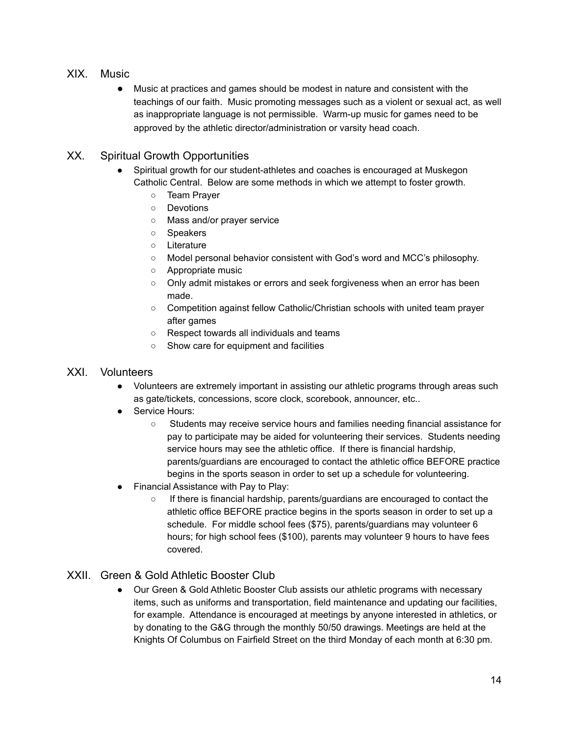## XIX. Music

- Music at practices and games should be modest in nature and consistent with the teachings of our faith. Music promoting messages such as a violent or sexual act, as well as inappropriate language is not permissible. Warm-up music for games need to be approved by the athletic director/administration or varsity head coach.

## XX. Spiritual Growth Opportunities

- Spiritual growth for our student-athletes and coaches is encouraged at Muskegon Catholic Central. Below are some methods in which we attempt to foster growth.
  - Team Prayer
  - Devotions
  - Mass and/or prayer service
  - Speakers
  - Literature
  - Model personal behavior consistent with God's word and MCC's philosophy.
  - Appropriate music
  - Only admit mistakes or errors and seek forgiveness when an error has been made.
  - Competition against fellow Catholic/Christian schools with united team prayer after games
  - Respect towards all individuals and teams
  - Show care for equipment and facilities

## XXI. Volunteers

- Volunteers are extremely important in assisting our athletic programs through areas such as gate/tickets, concessions, score clock, scorebook, announcer, etc..
- Service Hours:
  - Students may receive service hours and families needing financial assistance for pay to participate may be aided for volunteering their services. Students needing service hours may see the athletic office. If there is financial hardship, parents/guardians are encouraged to contact the athletic office BEFORE practice begins in the sports season in order to set up a schedule for volunteering.
- Financial Assistance with Pay to Play:
  - If there is financial hardship, parents/guardians are encouraged to contact the athletic office BEFORE practice begins in the sports season in order to set up a schedule. For middle school fees ($75), parents/guardians may volunteer 6 hours; for high school fees ($100), parents may volunteer 9 hours to have fees covered.

## XXII. Green & Gold Athletic Booster Club

- Our Green & Gold Athletic Booster Club assists our athletic programs with necessary items, such as uniforms and transportation, field maintenance and updating our facilities, for example. Attendance is encouraged at meetings by anyone interested in athletics, or by donating to the G&G through the monthly 50/50 drawings. Meetings are held at the Knights Of Columbus on Fairfield Street on the third Monday of each month at 6:30 pm.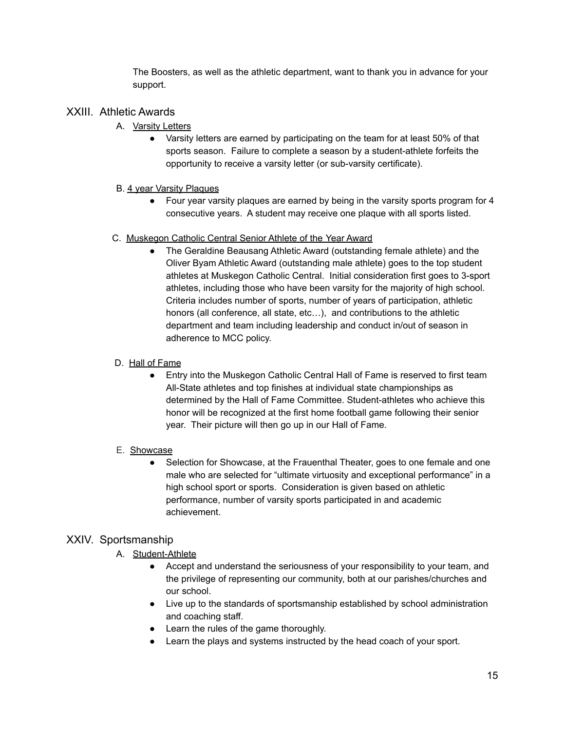The Boosters, as well as the athletic department, want to thank you in advance for your support.

## XXIII. Athletic Awards

A. Varsity Letters

- Varsity letters are earned by participating on the team for at least 50% of that sports season. Failure to complete a season by a student-athlete forfeits the opportunity to receive a varsity letter (or sub-varsity certificate).

B. 4 year Varsity Plaques

- Four year varsity plaques are earned by being in the varsity sports program for 4 consecutive years. A student may receive one plaque with all sports listed.

C. Muskegon Catholic Central Senior Athlete of the Year Award

- The Geraldine Beausang Athletic Award (outstanding female athlete) and the Oliver Byam Athletic Award (outstanding male athlete) goes to the top student athletes at Muskegon Catholic Central. Initial consideration first goes to 3-sport athletes, including those who have been varsity for the majority of high school. Criteria includes number of sports, number of years of participation, athletic honors (all conference, all state, etc…), and contributions to the athletic department and team including leadership and conduct in/out of season in adherence to MCC policy.

D. Hall of Fame

- Entry into the Muskegon Catholic Central Hall of Fame is reserved to first team All-State athletes and top finishes at individual state championships as determined by the Hall of Fame Committee. Student-athletes who achieve this honor will be recognized at the first home football game following their senior year. Their picture will then go up in our Hall of Fame.

E. Showcase

- Selection for Showcase, at the Frauenthal Theater, goes to one female and one male who are selected for "ultimate virtuosity and exceptional performance" in a high school sport or sports. Consideration is given based on athletic performance, number of varsity sports participated in and academic achievement.

## XXIV. Sportsmanship

A. Student-Athlete

- Accept and understand the seriousness of your responsibility to your team, and the privilege of representing our community, both at our parishes/churches and our school.
- Live up to the standards of sportsmanship established by school administration and coaching staff.
- Learn the rules of the game thoroughly.
- Learn the plays and systems instructed by the head coach of your sport.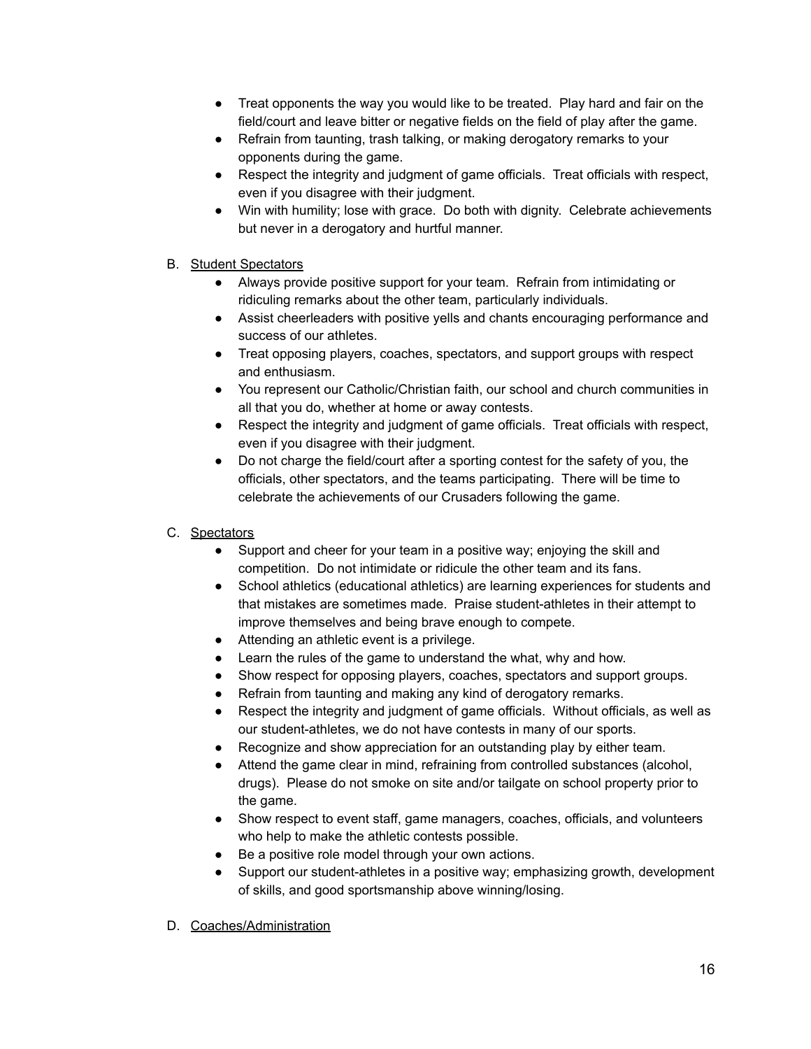- Treat opponents the way you would like to be treated. Play hard and fair on the field/court and leave bitter or negative fields on the field of play after the game.
- Refrain from taunting, trash talking, or making derogatory remarks to your opponents during the game.
- Respect the integrity and judgment of game officials. Treat officials with respect, even if you disagree with their judgment.
- Win with humility; lose with grace. Do both with dignity. Celebrate achievements but never in a derogatory and hurtful manner.

B. Student Spectators

- Always provide positive support for your team. Refrain from intimidating or ridiculing remarks about the other team, particularly individuals.
- Assist cheerleaders with positive yells and chants encouraging performance and success of our athletes.
- Treat opposing players, coaches, spectators, and support groups with respect and enthusiasm.
- You represent our Catholic/Christian faith, our school and church communities in all that you do, whether at home or away contests.
- Respect the integrity and judgment of game officials. Treat officials with respect, even if you disagree with their judgment.
- Do not charge the field/court after a sporting contest for the safety of you, the officials, other spectators, and the teams participating. There will be time to celebrate the achievements of our Crusaders following the game.

C. Spectators

- Support and cheer for your team in a positive way; enjoying the skill and competition. Do not intimidate or ridicule the other team and its fans.
- School athletics (educational athletics) are learning experiences for students and that mistakes are sometimes made. Praise student-athletes in their attempt to improve themselves and being brave enough to compete.
- Attending an athletic event is a privilege.
- Learn the rules of the game to understand the what, why and how.
- Show respect for opposing players, coaches, spectators and support groups.
- Refrain from taunting and making any kind of derogatory remarks.
- Respect the integrity and judgment of game officials. Without officials, as well as our student-athletes, we do not have contests in many of our sports.
- Recognize and show appreciation for an outstanding play by either team.
- Attend the game clear in mind, refraining from controlled substances (alcohol, drugs). Please do not smoke on site and/or tailgate on school property prior to the game.
- Show respect to event staff, game managers, coaches, officials, and volunteers who help to make the athletic contests possible.
- Be a positive role model through your own actions.
- Support our student-athletes in a positive way; emphasizing growth, development of skills, and good sportsmanship above winning/losing.

D. Coaches/Administration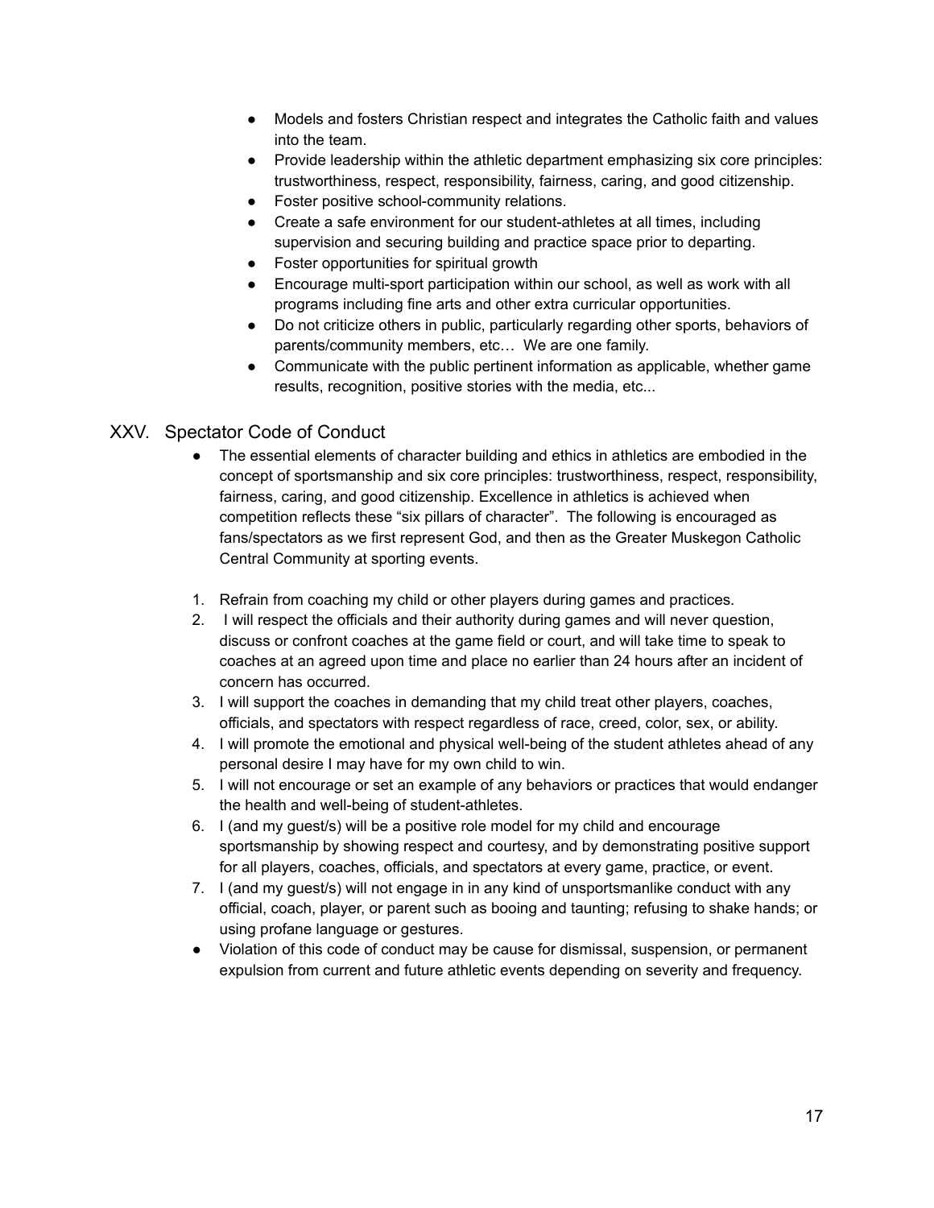- Models and fosters Christian respect and integrates the Catholic faith and values into the team.
- Provide leadership within the athletic department emphasizing six core principles: trustworthiness, respect, responsibility, fairness, caring, and good citizenship.
- Foster positive school-community relations.
- Create a safe environment for our student-athletes at all times, including supervision and securing building and practice space prior to departing.
- Foster opportunities for spiritual growth
- Encourage multi-sport participation within our school, as well as work with all programs including fine arts and other extra curricular opportunities.
- Do not criticize others in public, particularly regarding other sports, behaviors of parents/community members, etc… We are one family.
- Communicate with the public pertinent information as applicable, whether game results, recognition, positive stories with the media, etc...

## XXV. Spectator Code of Conduct

- The essential elements of character building and ethics in athletics are embodied in the concept of sportsmanship and six core principles: trustworthiness, respect, responsibility, fairness, caring, and good citizenship. Excellence in athletics is achieved when competition reflects these "six pillars of character". The following is encouraged as fans/spectators as we first represent God, and then as the Greater Muskegon Catholic Central Community at sporting events.

1. Refrain from coaching my child or other players during games and practices.
2. I will respect the officials and their authority during games and will never question, discuss or confront coaches at the game field or court, and will take time to speak to coaches at an agreed upon time and place no earlier than 24 hours after an incident of concern has occurred.
3. I will support the coaches in demanding that my child treat other players, coaches, officials, and spectators with respect regardless of race, creed, color, sex, or ability.
4. I will promote the emotional and physical well-being of the student athletes ahead of any personal desire I may have for my own child to win.
5. I will not encourage or set an example of any behaviors or practices that would endanger the health and well-being of student-athletes.
6. I (and my guest/s) will be a positive role model for my child and encourage sportsmanship by showing respect and courtesy, and by demonstrating positive support for all players, coaches, officials, and spectators at every game, practice, or event.
7. I (and my guest/s) will not engage in in any kind of unsportsmanlike conduct with any official, coach, player, or parent such as booing and taunting; refusing to shake hands; or using profane language or gestures.

- Violation of this code of conduct may be cause for dismissal, suspension, or permanent expulsion from current and future athletic events depending on severity and frequency.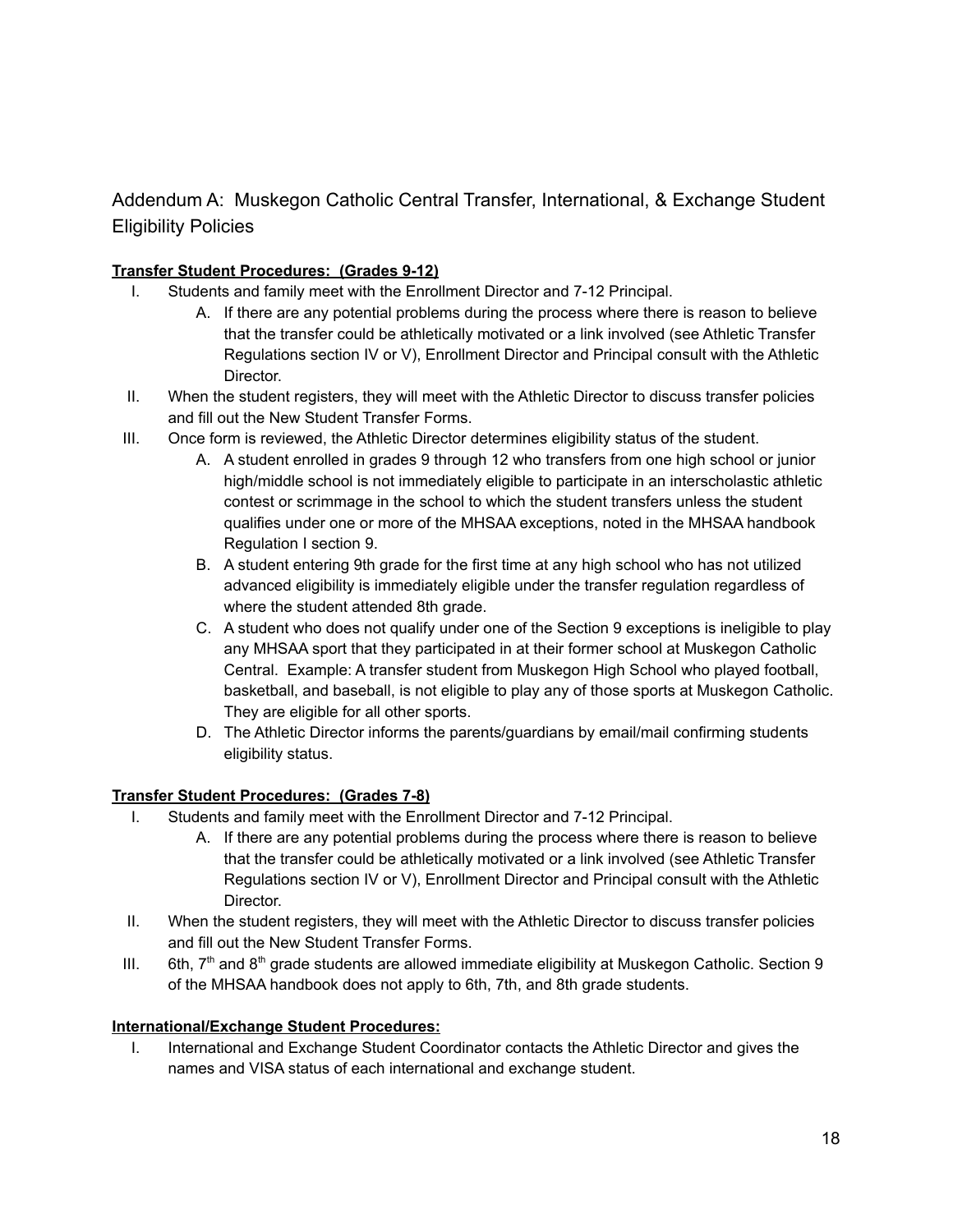## Addendum A: Muskegon Catholic Central Transfer, International, & Exchange Student Eligibility Policies

**Transfer Student Procedures: (Grades 9-12)**

I. Students and family meet with the Enrollment Director and 7-12 Principal.
   A. If there are any potential problems during the process where there is reason to believe that the transfer could be athletically motivated or a link involved (see Athletic Transfer Regulations section IV or V), Enrollment Director and Principal consult with the Athletic Director.

II. When the student registers, they will meet with the Athletic Director to discuss transfer policies and fill out the New Student Transfer Forms.

III. Once form is reviewed, the Athletic Director determines eligibility status of the student.
   A. A student enrolled in grades 9 through 12 who transfers from one high school or junior high/middle school is not immediately eligible to participate in an interscholastic athletic contest or scrimmage in the school to which the student transfers unless the student qualifies under one or more of the MHSAA exceptions, noted in the MHSAA handbook Regulation I section 9.
   B. A student entering 9th grade for the first time at any high school who has not utilized advanced eligibility is immediately eligible under the transfer regulation regardless of where the student attended 8th grade.
   C. A student who does not qualify under one of the Section 9 exceptions is ineligible to play any MHSAA sport that they participated in at their former school at Muskegon Catholic Central. Example: A transfer student from Muskegon High School who played football, basketball, and baseball, is not eligible to play any of those sports at Muskegon Catholic. They are eligible for all other sports.
   D. The Athletic Director informs the parents/guardians by email/mail confirming students eligibility status.

**Transfer Student Procedures: (Grades 7-8)**

I. Students and family meet with the Enrollment Director and 7-12 Principal.
   A. If there are any potential problems during the process where there is reason to believe that the transfer could be athletically motivated or a link involved (see Athletic Transfer Regulations section IV or V), Enrollment Director and Principal consult with the Athletic Director.

II. When the student registers, they will meet with the Athletic Director to discuss transfer policies and fill out the New Student Transfer Forms.

III. 6th, 7th and 8th grade students are allowed immediate eligibility at Muskegon Catholic. Section 9 of the MHSAA handbook does not apply to 6th, 7th, and 8th grade students.

**International/Exchange Student Procedures:**

I. International and Exchange Student Coordinator contacts the Athletic Director and gives the names and VISA status of each international and exchange student.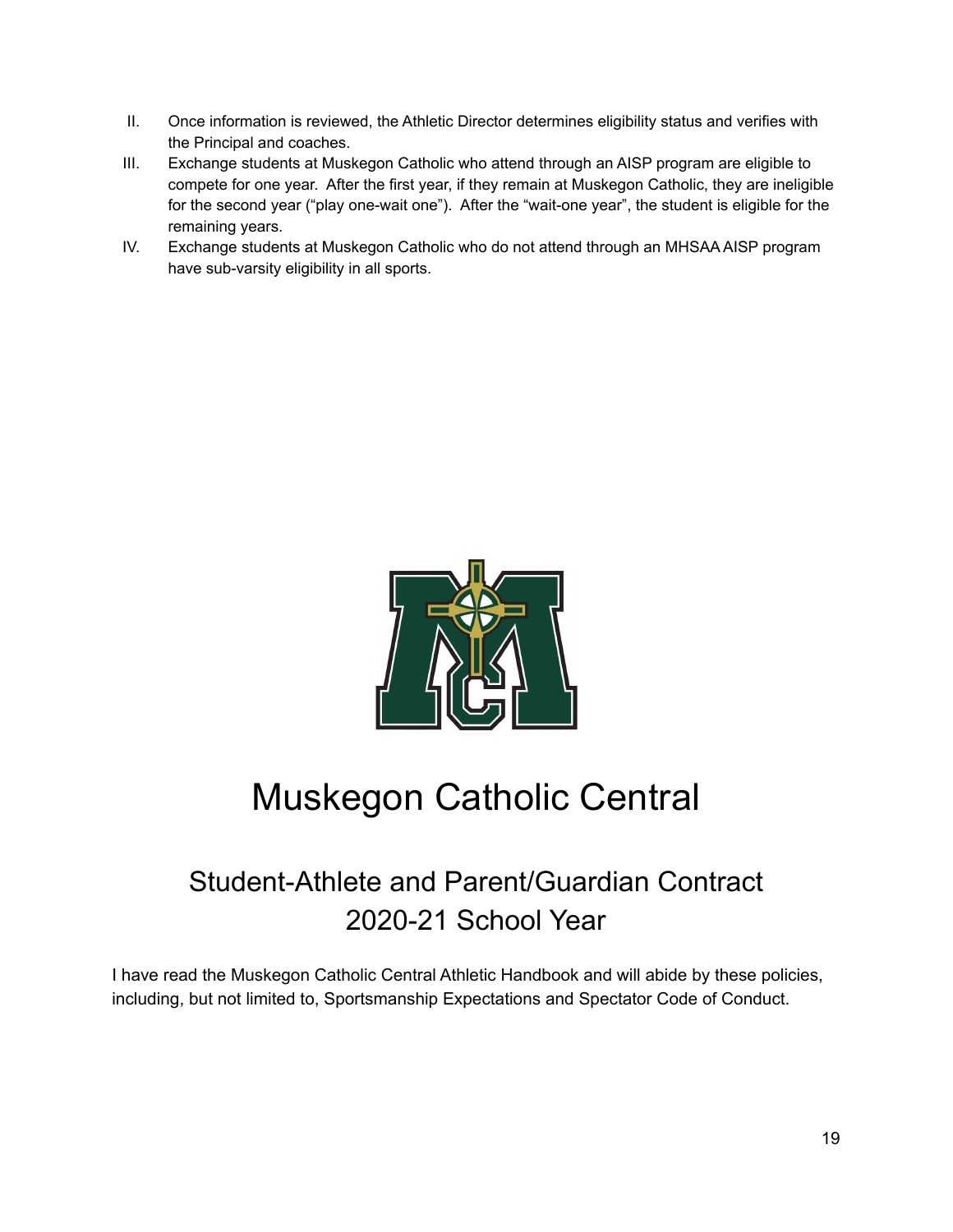II. Once information is reviewed, the Athletic Director determines eligibility status and verifies with the Principal and coaches.

III. Exchange students at Muskegon Catholic who attend through an AISP program are eligible to compete for one year. After the first year, if they remain at Muskegon Catholic, they are ineligible for the second year ("play one-wait one"). After the "wait-one year", the student is eligible for the remaining years.

IV. Exchange students at Muskegon Catholic who do not attend through an MHSAA AISP program have sub-varsity eligibility in all sports.

# Muskegon Catholic Central

## Student-Athlete and Parent/Guardian Contract
## 2020-21 School Year

I have read the Muskegon Catholic Central Athletic Handbook and will abide by these policies, including, but not limited to, Sportsmanship Expectations and Spectator Code of Conduct.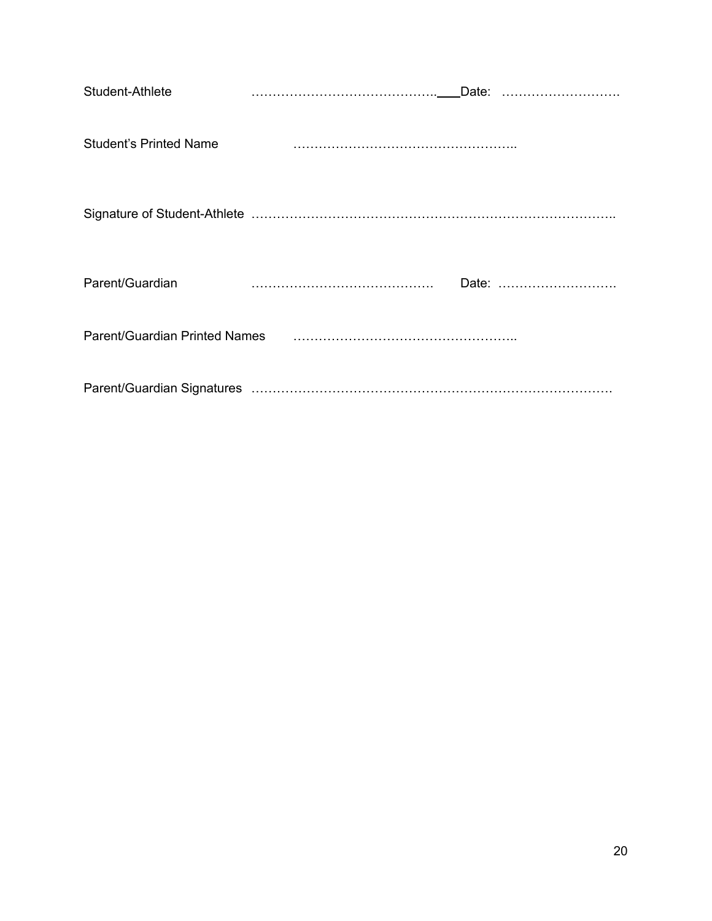Student-Athlete ……………………………………..___Date: ……………………….

Student's Printed Name ……………………………………………..

Signature of Student-Athlete ……………………………………………………………………..

Parent/Guardian …………………………………… Date: ……………………….

Parent/Guardian Printed Names ……………………………………………..

Parent/Guardian Signatures ………………………………………………………………………